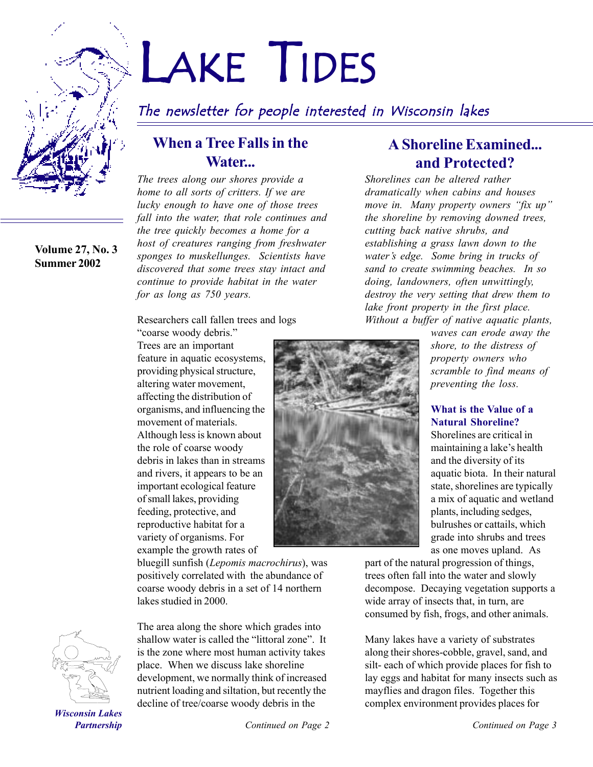# LAKE TIDES

*The newsletter for people interested in Wisconsin lakes*

**Volume 27, No. 3**
**Summer 2002**

## When a Tree Falls in the Water...

*The trees along our shores provide a home to all sorts of critters. If we are lucky enough to have one of those trees fall into the water, that role continues and the tree quickly becomes a home for a host of creatures ranging from freshwater sponges to muskellunges. Scientists have discovered that some trees stay intact and continue to provide habitat in the water for as long as 750 years.*

Researchers call fallen trees and logs "coarse woody debris." Trees are an important feature in aquatic ecosystems, providing physical structure, altering water movement, affecting the distribution of organisms, and influencing the movement of materials. Although less is known about the role of coarse woody debris in lakes than in streams and rivers, it appears to be an important ecological feature of small lakes, providing feeding, protective, and reproductive habitat for a variety of organisms. For example the growth rates of bluegill sunfish (*Lepomis macrochirus*), was positively correlated with the abundance of coarse woody debris in a set of 14 northern lakes studied in 2000.

The area along the shore which grades into shallow water is called the "littoral zone". It is the zone where most human activity takes place. When we discuss lake shoreline development, we normally think of increased nutrient loading and siltation, but recently the decline of tree/coarse woody debris in the

*Continued on Page 2*

## A Shoreline Examined... and Protected?

*Shorelines can be altered rather dramatically when cabins and houses move in. Many property owners "fix up" the shoreline by removing downed trees, cutting back native shrubs, and establishing a grass lawn down to the water's edge. Some bring in trucks of sand to create swimming beaches. In so doing, landowners, often unwittingly, destroy the very setting that drew them to lake front property in the first place. Without a buffer of native aquatic plants, waves can erode away the shore, to the distress of property owners who scramble to find means of preventing the loss.*

### What is the Value of a Natural Shoreline?

Shorelines are critical in maintaining a lake's health and the diversity of its aquatic biota. In their natural state, shorelines are typically a mix of aquatic and wetland plants, including sedges, bulrushes or cattails, which grade into shrubs and trees as one moves upland. As part of the natural progression of things, trees often fall into the water and slowly decompose. Decaying vegetation supports a wide array of insects that, in turn, are consumed by fish, frogs, and other animals.

Many lakes have a variety of substrates along their shores-cobble, gravel, sand, and silt- each of which provide places for fish to lay eggs and habitat for many insects such as mayflies and dragon files. Together this complex environment provides places for

*Continued on Page 3*

*Wisconsin Lakes Partnership*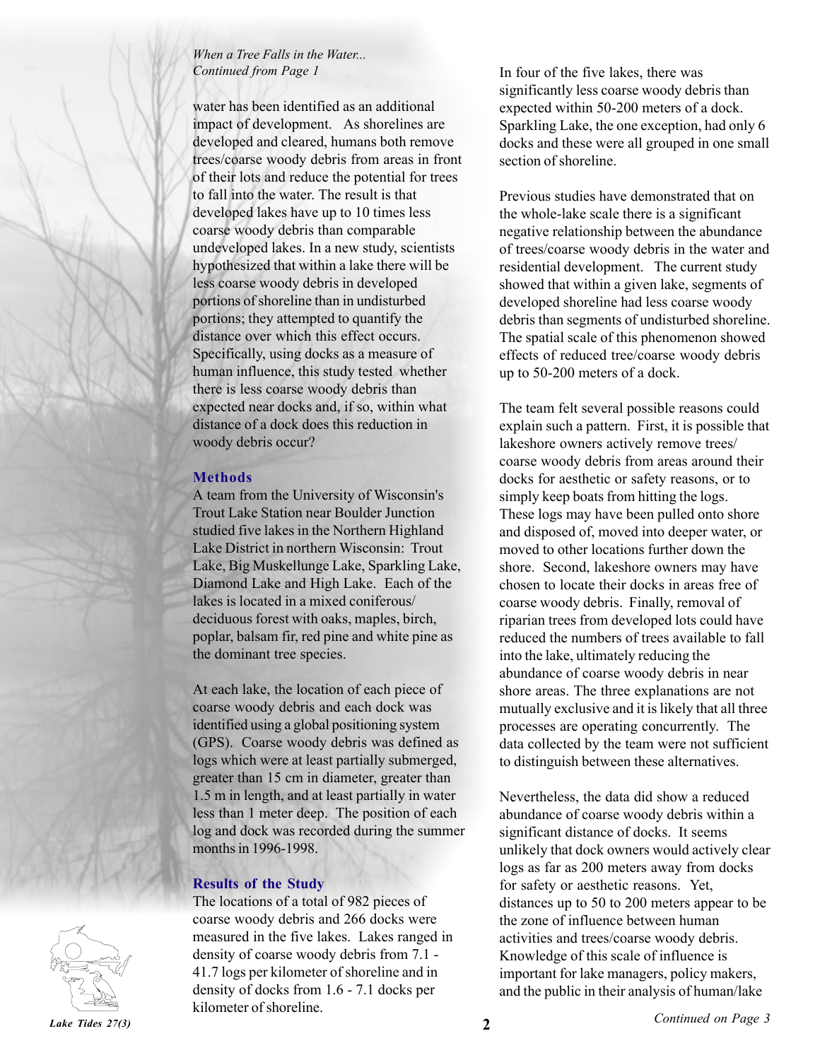*When a Tree Falls in the Water...*
*Continued from Page 1*

water has been identified as an additional impact of development. As shorelines are developed and cleared, humans both remove trees/coarse woody debris from areas in front of their lots and reduce the potential for trees to fall into the water. The result is that developed lakes have up to 10 times less coarse woody debris than comparable undeveloped lakes. In a new study, scientists hypothesized that within a lake there will be less coarse woody debris in developed portions of shoreline than in undisturbed portions; they attempted to quantify the distance over which this effect occurs. Specifically, using docks as a measure of human influence, this study tested whether there is less coarse woody debris than expected near docks and, if so, within what distance of a dock does this reduction in woody debris occur?

## Methods

A team from the University of Wisconsin's Trout Lake Station near Boulder Junction studied five lakes in the Northern Highland Lake District in northern Wisconsin: Trout Lake, Big Muskellunge Lake, Sparkling Lake, Diamond Lake and High Lake. Each of the lakes is located in a mixed coniferous/deciduous forest with oaks, maples, birch, poplar, balsam fir, red pine and white pine as the dominant tree species.

At each lake, the location of each piece of coarse woody debris and each dock was identified using a global positioning system (GPS). Coarse woody debris was defined as logs which were at least partially submerged, greater than 15 cm in diameter, greater than 1.5 m in length, and at least partially in water less than 1 meter deep. The position of each log and dock was recorded during the summer months in 1996-1998.

## Results of the Study

The locations of a total of 982 pieces of coarse woody debris and 266 docks were measured in the five lakes. Lakes ranged in density of coarse woody debris from 7.1 - 41.7 logs per kilometer of shoreline and in density of docks from 1.6 - 7.1 docks per kilometer of shoreline.

In four of the five lakes, there was significantly less coarse woody debris than expected within 50-200 meters of a dock. Sparkling Lake, the one exception, had only 6 docks and these were all grouped in one small section of shoreline.

Previous studies have demonstrated that on the whole-lake scale there is a significant negative relationship between the abundance of trees/coarse woody debris in the water and residential development. The current study showed that within a given lake, segments of developed shoreline had less coarse woody debris than segments of undisturbed shoreline. The spatial scale of this phenomenon showed effects of reduced tree/coarse woody debris up to 50-200 meters of a dock.

The team felt several possible reasons could explain such a pattern. First, it is possible that lakeshore owners actively remove trees/coarse woody debris from areas around their docks for aesthetic or safety reasons, or to simply keep boats from hitting the logs. These logs may have been pulled onto shore and disposed of, moved into deeper water, or moved to other locations further down the shore. Second, lakeshore owners may have chosen to locate their docks in areas free of coarse woody debris. Finally, removal of riparian trees from developed lots could have reduced the numbers of trees available to fall into the lake, ultimately reducing the abundance of coarse woody debris in near shore areas. The three explanations are not mutually exclusive and it is likely that all three processes are operating concurrently. The data collected by the team were not sufficient to distinguish between these alternatives.

Nevertheless, the data did show a reduced abundance of coarse woody debris within a significant distance of docks. It seems unlikely that dock owners would actively clear logs as far as 200 meters away from docks for safety or aesthetic reasons. Yet, distances up to 50 to 200 meters appear to be the zone of influence between human activities and trees/coarse woody debris. Knowledge of this scale of influence is important for lake managers, policy makers, and the public in their analysis of human/lake

*Continued on Page 3*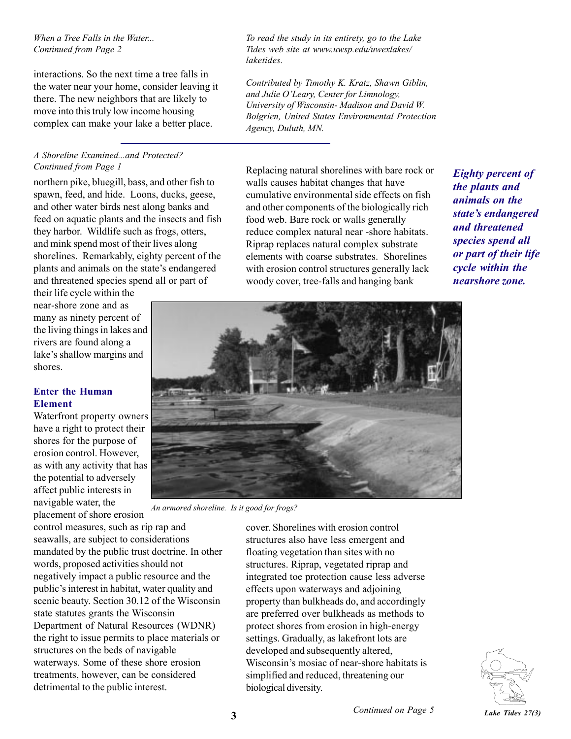*When a Tree Falls in the Water...*
*Continued from Page 2*

interactions. So the next time a tree falls in the water near your home, consider leaving it there. The new neighbors that are likely to move into this truly low income housing complex can make your lake a better place.

*To read the study in its entirety, go to the Lake Tides web site at www.uwsp.edu/uwexlakes/laketides.*

*Contributed by Timothy K. Kratz, Shawn Giblin, and Julie O'Leary, Center for Limnology, University of Wisconsin- Madison and David W. Bolgrien, United States Environmental Protection Agency, Duluth, MN.*

---

*A Shoreline Examined...and Protected?*
*Continued from Page 1*

northern pike, bluegill, bass, and other fish to spawn, feed, and hide. Loons, ducks, geese, and other water birds nest along banks and feed on aquatic plants and the insects and fish they harbor. Wildlife such as frogs, otters, and mink spend most of their lives along shorelines. Remarkably, eighty percent of the plants and animals on the state's endangered and threatened species spend all or part of their life cycle within the near-shore zone and as many as ninety percent of the living things in lakes and rivers are found along a lake's shallow margins and shores.

### Enter the Human Element

Waterfront property owners have a right to protect their shores for the purpose of erosion control. However, as with any activity that has the potential to adversely affect public interests in navigable water, the placement of shore erosion control measures, such as rip rap and seawalls, are subject to considerations mandated by the public trust doctrine. In other words, proposed activities should not negatively impact a public resource and the public's interest in habitat, water quality and scenic beauty. Section 30.12 of the Wisconsin state statutes grants the Wisconsin Department of Natural Resources (WDNR) the right to issue permits to place materials or structures on the beds of navigable waterways. Some of these shore erosion treatments, however, can be considered detrimental to the public interest.

Replacing natural shorelines with bare rock or walls causes habitat changes that have cumulative environmental side effects on fish and other components of the biologically rich food web. Bare rock or walls generally reduce complex natural near -shore habitats. Riprap replaces natural complex substrate elements with coarse substrates. Shorelines with erosion control structures generally lack woody cover, tree-falls and hanging bank cover. Shorelines with erosion control structures also have less emergent and floating vegetation than sites with no structures. Riprap, vegetated riprap and integrated toe protection cause less adverse effects upon waterways and adjoining property than bulkheads do, and accordingly are preferred over bulkheads as methods to protect shores from erosion in high-energy settings. Gradually, as lakefront lots are developed and subsequently altered, Wisconsin's mosiac of near-shore habitats is simplified and reduced, threatening our biological diversity.

***Eighty percent of the plants and animals on the state's endangered and threatened species spend all or part of their life cycle within the nearshore zone.***

*An armored shoreline. Is it good for frogs?*

Continued on Page 5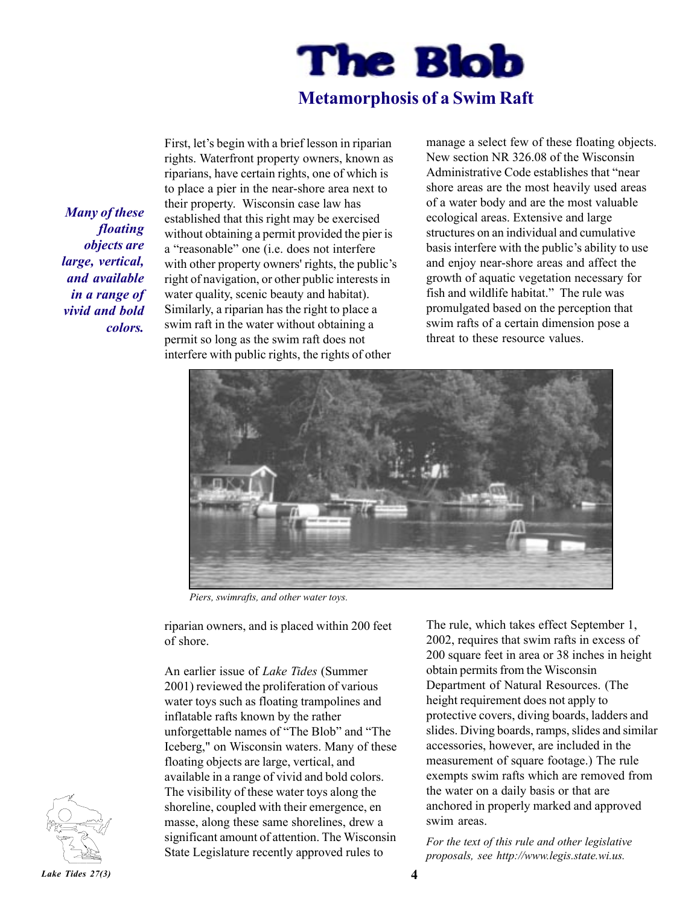# The Blob

## Metamorphosis of a Swim Raft

First, let's begin with a brief lesson in riparian rights. Waterfront property owners, known as riparians, have certain rights, one of which is to place a pier in the near-shore area next to their property. Wisconsin case law has established that this right may be exercised without obtaining a permit provided the pier is a "reasonable" one (i.e. does not interfere with other property owners' rights, the public's right of navigation, or other public interests in water quality, scenic beauty and habitat). Similarly, a riparian has the right to place a swim raft in the water without obtaining a permit so long as the swim raft does not interfere with public rights, the rights of other riparian owners, and is placed within 200 feet of shore.

***Many of these floating objects are large, vertical, and available in a range of vivid and bold colors.***

An earlier issue of *Lake Tides* (Summer 2001) reviewed the proliferation of various water toys such as floating trampolines and inflatable rafts known by the rather unforgettable names of "The Blob" and "The Iceberg," on Wisconsin waters. Many of these floating objects are large, vertical, and available in a range of vivid and bold colors. The visibility of these water toys along the shoreline, coupled with their emergence, en masse, along these same shorelines, drew a significant amount of attention. The Wisconsin State Legislature recently approved rules to manage a select few of these floating objects. New section NR 326.08 of the Wisconsin Administrative Code establishes that "near shore areas are the most heavily used areas of a water body and are the most valuable ecological areas. Extensive and large structures on an individual and cumulative basis interfere with the public's ability to use and enjoy near-shore areas and affect the growth of aquatic vegetation necessary for fish and wildlife habitat." The rule was promulgated based on the perception that swim rafts of a certain dimension pose a threat to these resource values.

*Piers, swimrafts, and other water toys.*

The rule, which takes effect September 1, 2002, requires that swim rafts in excess of 200 square feet in area or 38 inches in height obtain permits from the Wisconsin Department of Natural Resources. (The height requirement does not apply to protective covers, diving boards, ladders and slides. Diving boards, ramps, slides and similar accessories, however, are included in the measurement of square footage.) The rule exempts swim rafts which are removed from the water on a daily basis or that are anchored in properly marked and approved swim areas.

*For the text of this rule and other legislative proposals, see http://www.legis.state.wi.us.*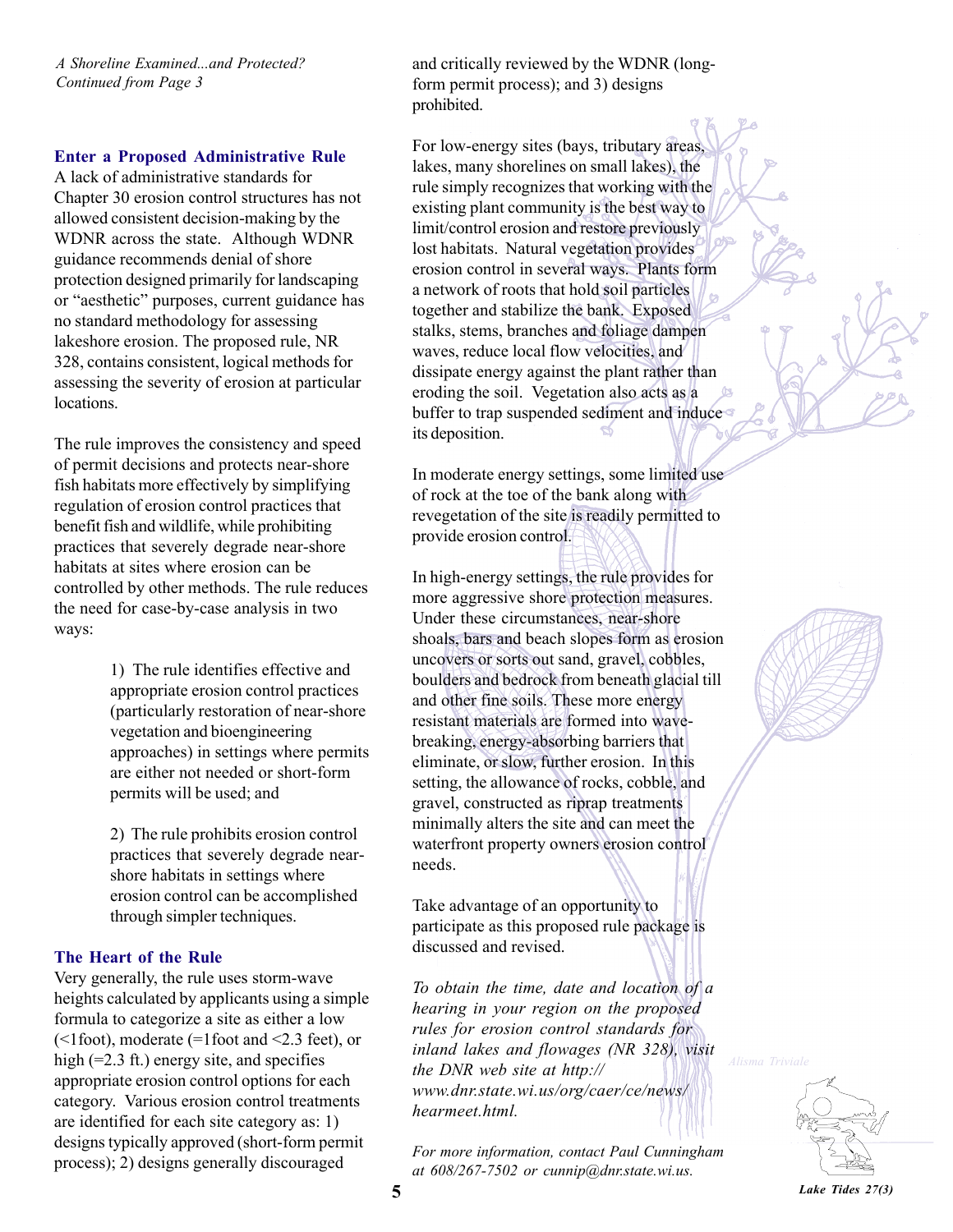*A Shoreline Examined...and Protected?*
*Continued from Page 3*

### Enter a Proposed Administrative Rule

A lack of administrative standards for Chapter 30 erosion control structures has not allowed consistent decision-making by the WDNR across the state. Although WDNR guidance recommends denial of shore protection designed primarily for landscaping or "aesthetic" purposes, current guidance has no standard methodology for assessing lakeshore erosion. The proposed rule, NR 328, contains consistent, logical methods for assessing the severity of erosion at particular locations.

The rule improves the consistency and speed of permit decisions and protects near-shore fish habitats more effectively by simplifying regulation of erosion control practices that benefit fish and wildlife, while prohibiting practices that severely degrade near-shore habitats at sites where erosion can be controlled by other methods. The rule reduces the need for case-by-case analysis in two ways:

1) The rule identifies effective and appropriate erosion control practices (particularly restoration of near-shore vegetation and bioengineering approaches) in settings where permits are either not needed or short-form permits will be used; and

2) The rule prohibits erosion control practices that severely degrade near-shore habitats in settings where erosion control can be accomplished through simpler techniques.

### The Heart of the Rule

Very generally, the rule uses storm-wave heights calculated by applicants using a simple formula to categorize a site as either a low (<1foot), moderate (=1foot and <2.3 feet), or high (=2.3 ft.) energy site, and specifies appropriate erosion control options for each category. Various erosion control treatments are identified for each site category as: 1) designs typically approved (short-form permit process); 2) designs generally discouraged and critically reviewed by the WDNR (long-form permit process); and 3) designs prohibited.

For low-energy sites (bays, tributary areas, lakes, many shorelines on small lakes), the rule simply recognizes that working with the existing plant community is the best way to limit/control erosion and restore previously lost habitats. Natural vegetation provides erosion control in several ways. Plants form a network of roots that hold soil particles together and stabilize the bank. Exposed stalks, stems, branches and foliage dampen waves, reduce local flow velocities, and dissipate energy against the plant rather than eroding the soil. Vegetation also acts as a buffer to trap suspended sediment and induce its deposition.

In moderate energy settings, some limited use of rock at the toe of the bank along with revegetation of the site is readily permitted to provide erosion control.

In high-energy settings, the rule provides for more aggressive shore protection measures. Under these circumstances, near-shore shoals, bars and beach slopes form as erosion uncovers or sorts out sand, gravel, cobbles, boulders and bedrock from beneath glacial till and other fine soils. These more energy resistant materials are formed into wave-breaking, energy-absorbing barriers that eliminate, or slow, further erosion. In this setting, the allowance of rocks, cobble, and gravel, constructed as riprap treatments minimally alters the site and can meet the waterfront property owners erosion control needs.

Take advantage of an opportunity to participate as this proposed rule package is discussed and revised.

*To obtain the time, date and location of a hearing in your region on the proposed rules for erosion control standards for inland lakes and flowages (NR 328), visit the DNR web site at http://www.dnr.state.wi.us/org/caer/ce/news/hearmeet.html.*

*For more information, contact Paul Cunningham at 608/267-7502 or cunnip@dnr.state.wi.us.*

Alisma Triviale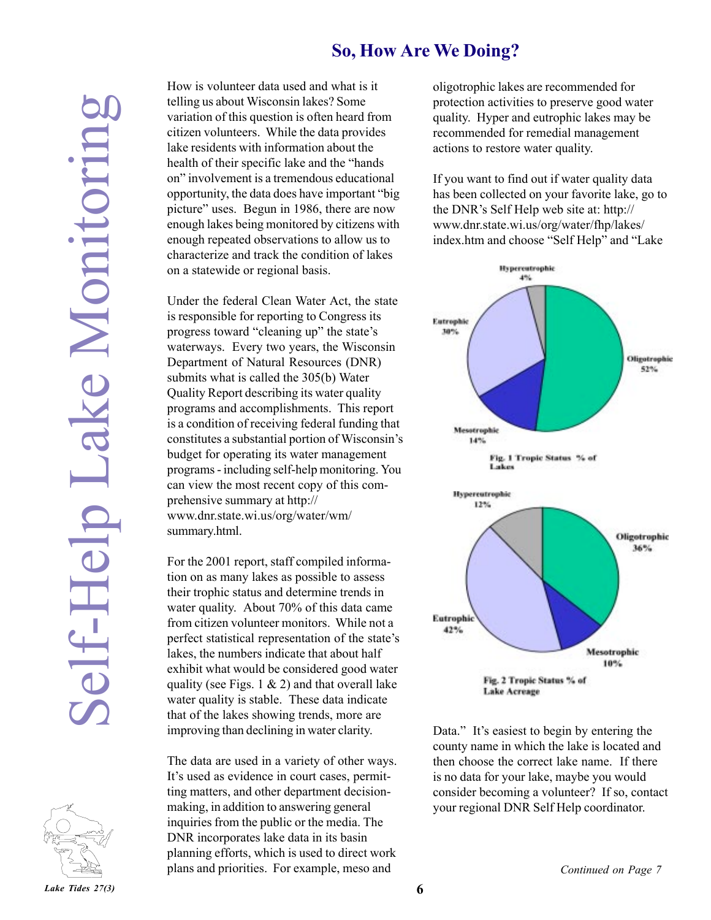## So, How Are We Doing?

How is volunteer data used and what is it telling us about Wisconsin lakes? Some variation of this question is often heard from citizen volunteers. While the data provides lake residents with information about the health of their specific lake and the "hands on" involvement is a tremendous educational opportunity, the data does have important "big picture" uses. Begun in 1986, there are now enough lakes being monitored by citizens with enough repeated observations to allow us to characterize and track the condition of lakes on a statewide or regional basis.

Under the federal Clean Water Act, the state is responsible for reporting to Congress its progress toward "cleaning up" the state's waterways. Every two years, the Wisconsin Department of Natural Resources (DNR) submits what is called the 305(b) Water Quality Report describing its water quality programs and accomplishments. This report is a condition of receiving federal funding that constitutes a substantial portion of Wisconsin's budget for operating its water management programs - including self-help monitoring. You can view the most recent copy of this comprehensive summary at http://www.dnr.state.wi.us/org/water/wm/summary.html.

For the 2001 report, staff compiled information on as many lakes as possible to assess their trophic status and determine trends in water quality. About 70% of this data came from citizen volunteer monitors. While not a perfect statistical representation of the state's lakes, the numbers indicate that about half exhibit what would be considered good water quality (see Figs. 1 & 2) and that overall lake water quality is stable. These data indicate that of the lakes showing trends, more are improving than declining in water clarity.

The data are used in a variety of other ways. It's used as evidence in court cases, permitting matters, and other department decision-making, in addition to answering general inquiries from the public or the media. The DNR incorporates lake data in its basin planning efforts, which is used to direct work plans and priorities. For example, meso and oligotrophic lakes are recommended for protection activities to preserve good water quality. Hyper and eutrophic lakes may be recommended for remedial management actions to restore water quality.

If you want to find out if water quality data has been collected on your favorite lake, go to the DNR's Self Help web site at: http://www.dnr.state.wi.us/org/water/fhp/lakes/index.htm and choose "Self Help" and "Lake Data." It's easiest to begin by entering the county name in which the lake is located and then choose the correct lake name. If there is no data for your lake, maybe you would consider becoming a volunteer? If so, contact your regional DNR Self Help coordinator.

| Trophic Status | % of Lakes |
|---|---|
| Oligotrophic | 52% |
| Mesotrophic | 14% |
| Eutrophic | 30% |
| Hypereutrophic | 4% |

Fig. 1 Tropic Status % of Lakes

| Trophic Status | % of Lake Acreage |
|---|---|
| Oligotrophic | 36% |
| Mesotrophic | 10% |
| Eutrophic | 42% |
| Hypereutrophic | 12% |

Fig. 2 Tropic Status % of Lake Acreage

*Continued on Page 7*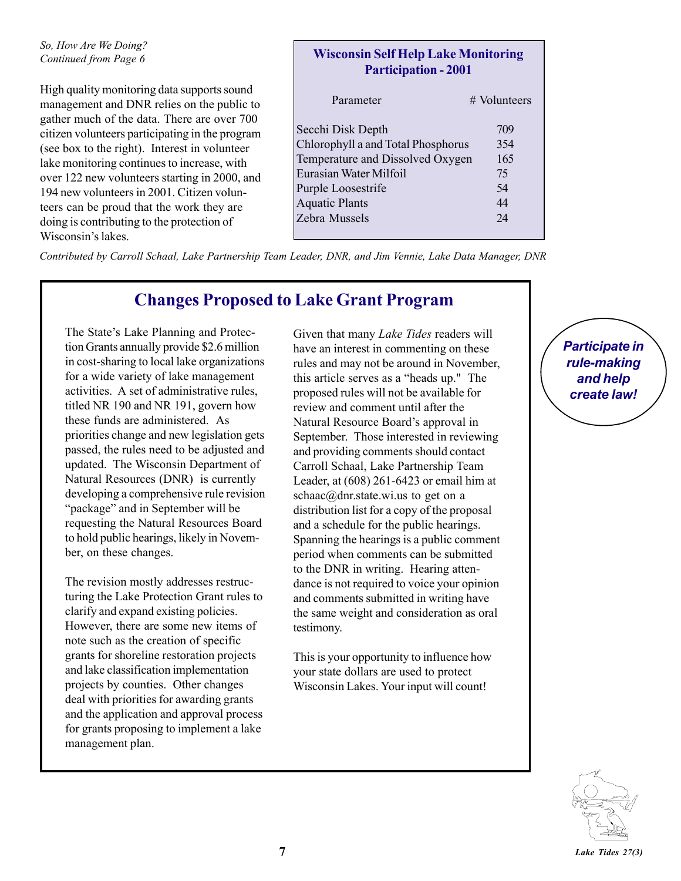*So, How Are We Doing?*
*Continued from Page 6*

High quality monitoring data supports sound management and DNR relies on the public to gather much of the data. There are over 700 citizen volunteers participating in the program (see box to the right). Interest in volunteer lake monitoring continues to increase, with over 122 new volunteers starting in 2000, and 194 new volunteers in 2001. Citizen volunteers can be proud that the work they are doing is contributing to the protection of Wisconsin's lakes.

**Wisconsin Self Help Lake Monitoring Participation - 2001**

| Parameter | # Volunteers |
|---|---|
| Secchi Disk Depth | 709 |
| Chlorophyll a and Total Phosphorus | 354 |
| Temperature and Dissolved Oxygen | 165 |
| Eurasian Water Milfoil | 75 |
| Purple Loosestrife | 54 |
| Aquatic Plants | 44 |
| Zebra Mussels | 24 |

*Contributed by Carroll Schaal, Lake Partnership Team Leader, DNR, and Jim Vennie, Lake Data Manager, DNR*

## Changes Proposed to Lake Grant Program

The State's Lake Planning and Protection Grants annually provide $2.6 million in cost-sharing to local lake organizations for a wide variety of lake management activities. A set of administrative rules, titled NR 190 and NR 191, govern how these funds are administered. As priorities change and new legislation gets passed, the rules need to be adjusted and updated. The Wisconsin Department of Natural Resources (DNR) is currently developing a comprehensive rule revision "package" and in September will be requesting the Natural Resources Board to hold public hearings, likely in November, on these changes.

The revision mostly addresses restructuring the Lake Protection Grant rules to clarify and expand existing policies. However, there are some new items of note such as the creation of specific grants for shoreline restoration projects and lake classification implementation projects by counties. Other changes deal with priorities for awarding grants and the application and approval process for grants proposing to implement a lake management plan.

Given that many *Lake Tides* readers will have an interest in commenting on these rules and may not be around in November, this article serves as a "heads up." The proposed rules will not be available for review and comment until after the Natural Resource Board's approval in September. Those interested in reviewing and providing comments should contact Carroll Schaal, Lake Partnership Team Leader, at (608) 261-6423 or email him at schaac@dnr.state.wi.us to get on a distribution list for a copy of the proposal and a schedule for the public hearings. Spanning the hearings is a public comment period when comments can be submitted to the DNR in writing. Hearing attendance is not required to voice your opinion and comments submitted in writing have the same weight and consideration as oral testimony.

This is your opportunity to influence how your state dollars are used to protect Wisconsin Lakes. Your input will count!

***Participate in rule-making and help create law!***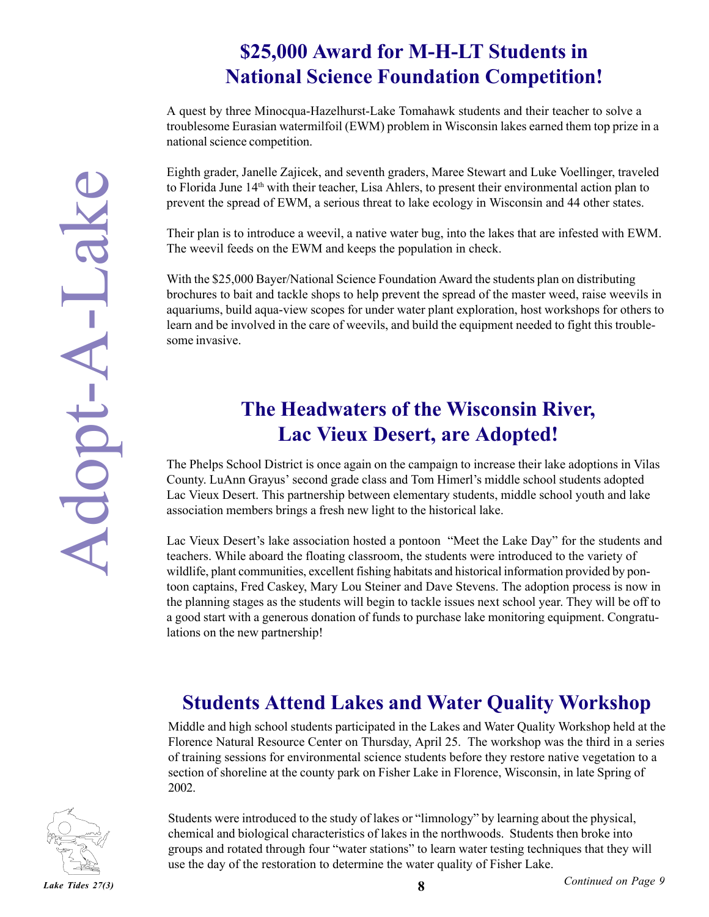## $25,000 Award for M-H-LT Students in National Science Foundation Competition!

A quest by three Minocqua-Hazelhurst-Lake Tomahawk students and their teacher to solve a troublesome Eurasian watermilfoil (EWM) problem in Wisconsin lakes earned them top prize in a national science competition.

Eighth grader, Janelle Zajicek, and seventh graders, Maree Stewart and Luke Voellinger, traveled to Florida June 14th with their teacher, Lisa Ahlers, to present their environmental action plan to prevent the spread of EWM, a serious threat to lake ecology in Wisconsin and 44 other states.

Their plan is to introduce a weevil, a native water bug, into the lakes that are infested with EWM. The weevil feeds on the EWM and keeps the population in check.

With the $25,000 Bayer/National Science Foundation Award the students plan on distributing brochures to bait and tackle shops to help prevent the spread of the master weed, raise weevils in aquariums, build aqua-view scopes for under water plant exploration, host workshops for others to learn and be involved in the care of weevils, and build the equipment needed to fight this troublesome invasive.

## The Headwaters of the Wisconsin River, Lac Vieux Desert, are Adopted!

The Phelps School District is once again on the campaign to increase their lake adoptions in Vilas County. LuAnn Grayus' second grade class and Tom Himerl's middle school students adopted Lac Vieux Desert. This partnership between elementary students, middle school youth and lake association members brings a fresh new light to the historical lake.

Lac Vieux Desert's lake association hosted a pontoon "Meet the Lake Day" for the students and teachers. While aboard the floating classroom, the students were introduced to the variety of wildlife, plant communities, excellent fishing habitats and historical information provided by pontoon captains, Fred Caskey, Mary Lou Steiner and Dave Stevens. The adoption process is now in the planning stages as the students will begin to tackle issues next school year. They will be off to a good start with a generous donation of funds to purchase lake monitoring equipment. Congratulations on the new partnership!

## Students Attend Lakes and Water Quality Workshop

Middle and high school students participated in the Lakes and Water Quality Workshop held at the Florence Natural Resource Center on Thursday, April 25. The workshop was the third in a series of training sessions for environmental science students before they restore native vegetation to a section of shoreline at the county park on Fisher Lake in Florence, Wisconsin, in late Spring of 2002.

Students were introduced to the study of lakes or "limnology" by learning about the physical, chemical and biological characteristics of lakes in the northwoods. Students then broke into groups and rotated through four "water stations" to learn water testing techniques that they will use the day of the restoration to determine the water quality of Fisher Lake.

*Continued on Page 9*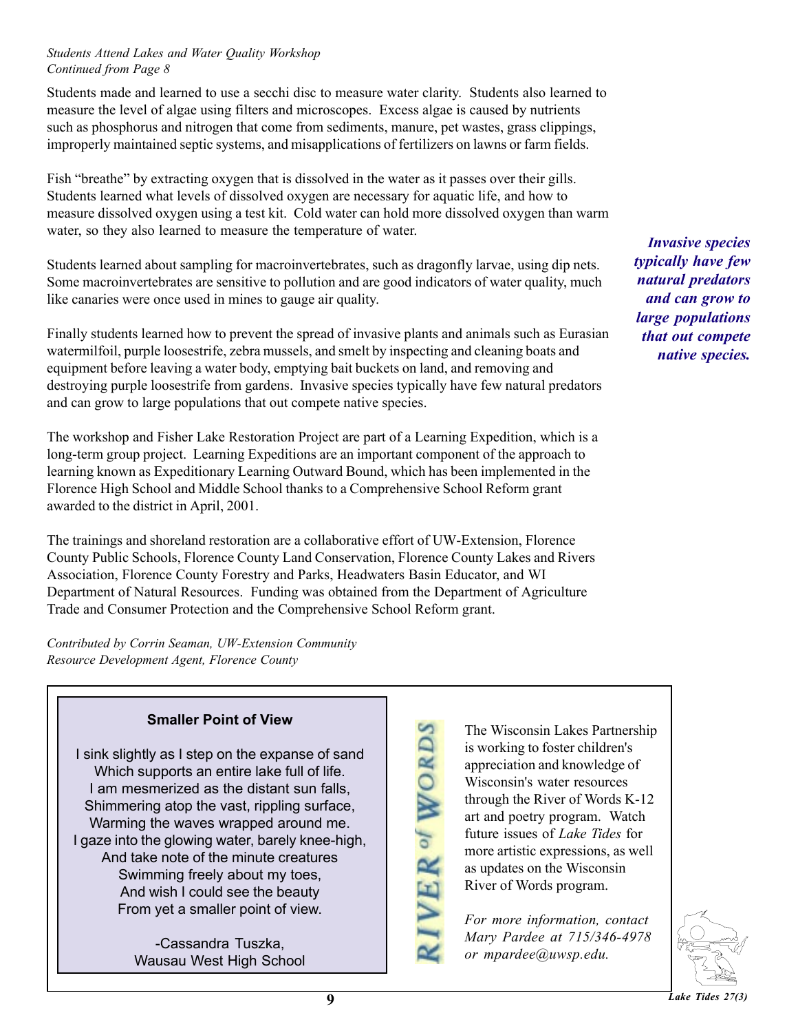*Students Attend Lakes and Water Quality Workshop*
*Continued from Page 8*

Students made and learned to use a secchi disc to measure water clarity. Students also learned to measure the level of algae using filters and microscopes. Excess algae is caused by nutrients such as phosphorus and nitrogen that come from sediments, manure, pet wastes, grass clippings, improperly maintained septic systems, and misapplications of fertilizers on lawns or farm fields.

Fish "breathe" by extracting oxygen that is dissolved in the water as it passes over their gills. Students learned what levels of dissolved oxygen are necessary for aquatic life, and how to measure dissolved oxygen using a test kit. Cold water can hold more dissolved oxygen than warm water, so they also learned to measure the temperature of water.

Students learned about sampling for macroinvertebrates, such as dragonfly larvae, using dip nets. Some macroinvertebrates are sensitive to pollution and are good indicators of water quality, much like canaries were once used in mines to gauge air quality.

Finally students learned how to prevent the spread of invasive plants and animals such as Eurasian watermilfoil, purple loosestrife, zebra mussels, and smelt by inspecting and cleaning boats and equipment before leaving a water body, emptying bait buckets on land, and removing and destroying purple loosestrife from gardens. Invasive species typically have few natural predators and can grow to large populations that out compete native species.

***Invasive species typically have few natural predators and can grow to large populations that out compete native species.***

The workshop and Fisher Lake Restoration Project are part of a Learning Expedition, which is a long-term group project. Learning Expeditions are an important component of the approach to learning known as Expeditionary Learning Outward Bound, which has been implemented in the Florence High School and Middle School thanks to a Comprehensive School Reform grant awarded to the district in April, 2001.

The trainings and shoreland restoration are a collaborative effort of UW-Extension, Florence County Public Schools, Florence County Land Conservation, Florence County Lakes and Rivers Association, Florence County Forestry and Parks, Headwaters Basin Educator, and WI Department of Natural Resources. Funding was obtained from the Department of Agriculture Trade and Consumer Protection and the Comprehensive School Reform grant.

*Contributed by Corrin Seaman, UW-Extension Community Resource Development Agent, Florence County*

**Smaller Point of View**

I sink slightly as I step on the expanse of sand
Which supports an entire lake full of life.
I am mesmerized as the distant sun falls,
Shimmering atop the vast, rippling surface,
Warming the waves wrapped around me.
I gaze into the glowing water, barely knee-high,
And take note of the minute creatures
Swimming freely about my toes,
And wish I could see the beauty
From yet a smaller point of view.

-Cassandra Tuszka,
Wausau West High School

RIVER of WORDS

The Wisconsin Lakes Partnership is working to foster children's appreciation and knowledge of Wisconsin's water resources through the River of Words K-12 art and poetry program. Watch future issues of *Lake Tides* for more artistic expressions, as well as updates on the Wisconsin River of Words program.

*For more information, contact Mary Pardee at 715/346-4978 or mpardee@uwsp.edu.*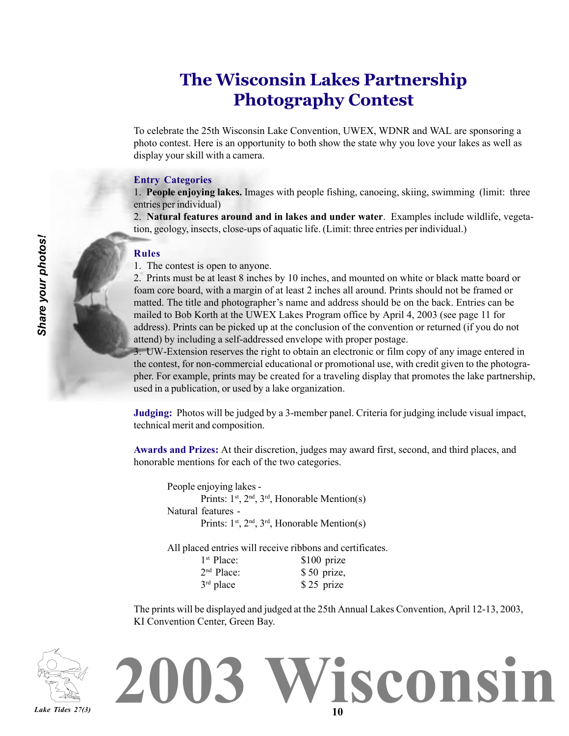# The Wisconsin Lakes Partnership Photography Contest

To celebrate the 25th Wisconsin Lake Convention, UWEX, WDNR and WAL are sponsoring a photo contest. Here is an opportunity to both show the state why you love your lakes as well as display your skill with a camera.

*Share your photos!*

### Entry Categories

1. **People enjoying lakes.** Images with people fishing, canoeing, skiing, swimming (limit: three entries per individual)
2. **Natural features around and in lakes and under water**. Examples include wildlife, vegetation, geology, insects, close-ups of aquatic life. (Limit: three entries per individual.)

### Rules

1. The contest is open to anyone.
2. Prints must be at least 8 inches by 10 inches, and mounted on white or black matte board or foam core board, with a margin of at least 2 inches all around. Prints should not be framed or matted. The title and photographer's name and address should be on the back. Entries can be mailed to Bob Korth at the UWEX Lakes Program office by April 4, 2003 (see page 11 for address). Prints can be picked up at the conclusion of the convention or returned (if you do not attend) by including a self-addressed envelope with proper postage.
3. UW-Extension reserves the right to obtain an electronic or film copy of any image entered in the contest, for non-commercial educational or promotional use, with credit given to the photographer. For example, prints may be created for a traveling display that promotes the lake partnership, used in a publication, or used by a lake organization.

**Judging:** Photos will be judged by a 3-member panel. Criteria for judging include visual impact, technical merit and composition.

**Awards and Prizes:** At their discretion, judges may award first, second, and third places, and honorable mentions for each of the two categories.

People enjoying lakes -
- Prints: 1st, 2nd, 3rd, Honorable Mention(s)

Natural features -
- Prints: 1st, 2nd, 3rd, Honorable Mention(s)

All placed entries will receive ribbons and certificates.

| | |
|---|---|
| 1st Place: | $100 prize |
| 2nd Place: | $ 50 prize, |
| 3rd place | $ 25 prize |

The prints will be displayed and judged at the 25th Annual Lakes Convention, April 12-13, 2003, KI Convention Center, Green Bay.

# 2003 Wisconsin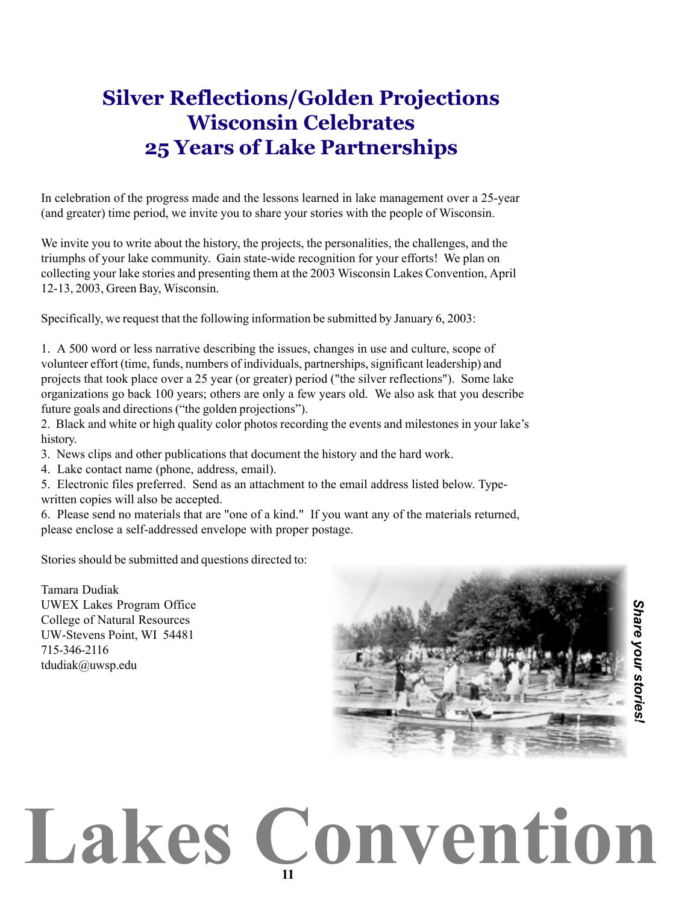# Silver Reflections/Golden Projections
# Wisconsin Celebrates
# 25 Years of Lake Partnerships

In celebration of the progress made and the lessons learned in lake management over a 25-year (and greater) time period, we invite you to share your stories with the people of Wisconsin.

We invite you to write about the history, the projects, the personalities, the challenges, and the triumphs of your lake community. Gain state-wide recognition for your efforts! We plan on collecting your lake stories and presenting them at the 2003 Wisconsin Lakes Convention, April 12-13, 2003, Green Bay, Wisconsin.

Specifically, we request that the following information be submitted by January 6, 2003:

1. A 500 word or less narrative describing the issues, changes in use and culture, scope of volunteer effort (time, funds, numbers of individuals, partnerships, significant leadership) and projects that took place over a 25 year (or greater) period ("the silver reflections"). Some lake organizations go back 100 years; others are only a few years old. We also ask that you describe future goals and directions ("the golden projections").
2. Black and white or high quality color photos recording the events and milestones in your lake's history.
3. News clips and other publications that document the history and the hard work.
4. Lake contact name (phone, address, email).
5. Electronic files preferred. Send as an attachment to the email address listed below. Typewritten copies will also be accepted.
6. Please send no materials that are "one of a kind." If you want any of the materials returned, please enclose a self-addressed envelope with proper postage.

Stories should be submitted and questions directed to:

Tamara Dudiak
UWEX Lakes Program Office
College of Natural Resources
UW-Stevens Point, WI 54481
715-346-2116
tdudiak@uwsp.edu

***Share your stories!***

# Lakes Convention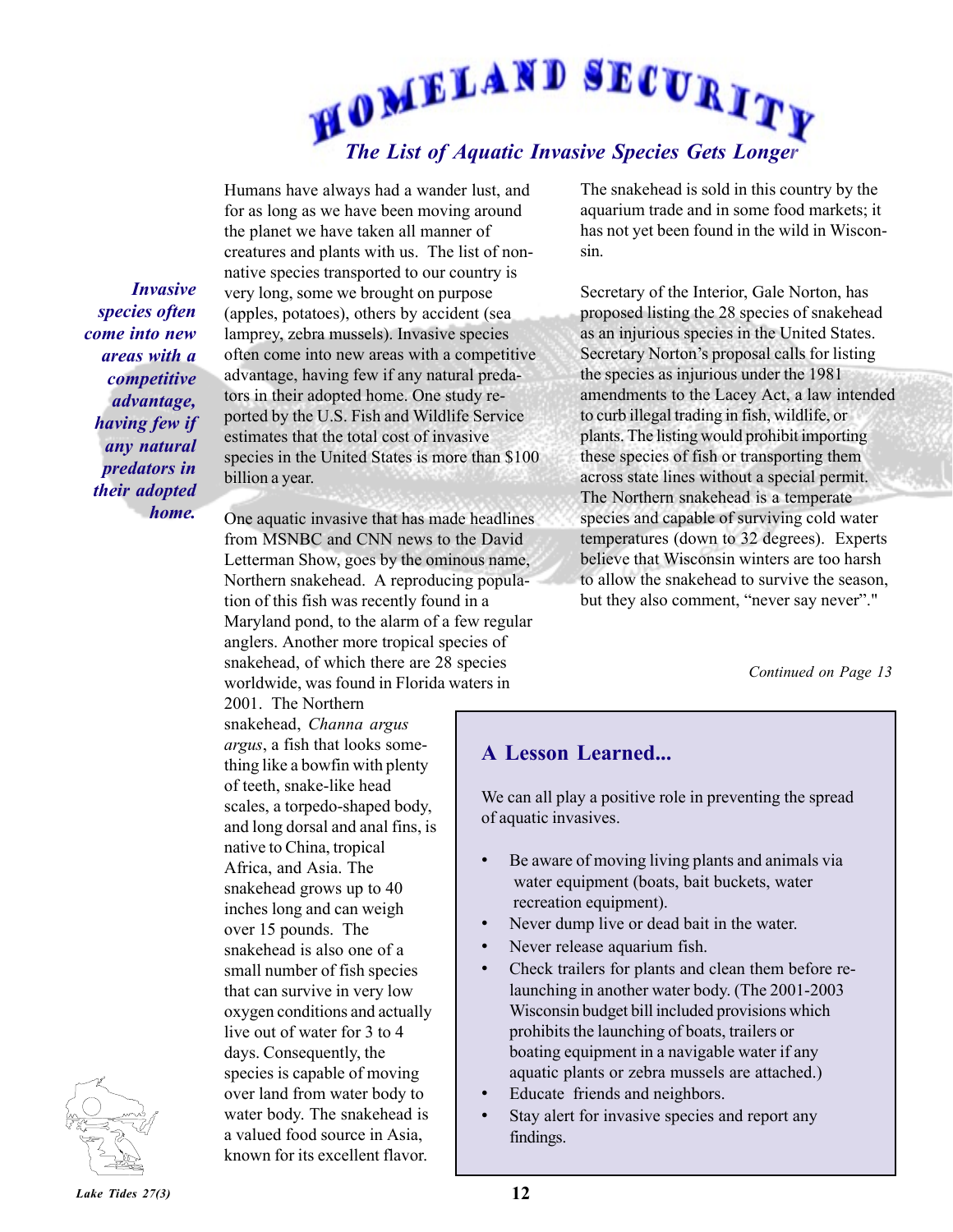# HOMELAND SECURITY

## *The List of Aquatic Invasive Species Gets Longer*

***Invasive species often come into new areas with a competitive advantage, having few if any natural predators in their adopted home.***

Humans have always had a wander lust, and for as long as we have been moving around the planet we have taken all manner of creatures and plants with us. The list of non-native species transported to our country is very long, some we brought on purpose (apples, potatoes), others by accident (sea lamprey, zebra mussels). Invasive species often come into new areas with a competitive advantage, having few if any natural predators in their adopted home. One study reported by the U.S. Fish and Wildlife Service estimates that the total cost of invasive species in the United States is more than $100 billion a year.

One aquatic invasive that has made headlines from MSNBC and CNN news to the David Letterman Show, goes by the ominous name, Northern snakehead. A reproducing population of this fish was recently found in a Maryland pond, to the alarm of a few regular anglers. Another more tropical species of snakehead, of which there are 28 species worldwide, was found in Florida waters in 2001. The Northern snakehead, *Channa argus argus*, a fish that looks something like a bowfin with plenty of teeth, snake-like head scales, a torpedo-shaped body, and long dorsal and anal fins, is native to China, tropical Africa, and Asia. The snakehead grows up to 40 inches long and can weigh over 15 pounds. The snakehead is also one of a small number of fish species that can survive in very low oxygen conditions and actually live out of water for 3 to 4 days. Consequently, the species is capable of moving over land from water body to water body. The snakehead is a valued food source in Asia, known for its excellent flavor.

The snakehead is sold in this country by the aquarium trade and in some food markets; it has not yet been found in the wild in Wisconsin.

Secretary of the Interior, Gale Norton, has proposed listing the 28 species of snakehead as an injurious species in the United States. Secretary Norton's proposal calls for listing the species as injurious under the 1981 amendments to the Lacey Act, a law intended to curb illegal trading in fish, wildlife, or plants. The listing would prohibit importing these species of fish or transporting them across state lines without a special permit. The Northern snakehead is a temperate species and capable of surviving cold water temperatures (down to 32 degrees). Experts believe that Wisconsin winters are too harsh to allow the snakehead to survive the season, but they also comment, "never say never"."

*Continued on Page 13*

### A Lesson Learned...

We can all play a positive role in preventing the spread of aquatic invasives.

- Be aware of moving living plants and animals via water equipment (boats, bait buckets, water recreation equipment).
- Never dump live or dead bait in the water.
- Never release aquarium fish.
- Check trailers for plants and clean them before re-launching in another water body. (The 2001-2003 Wisconsin budget bill included provisions which prohibits the launching of boats, trailers or boating equipment in a navigable water if any aquatic plants or zebra mussels are attached.)
- Educate friends and neighbors.
- Stay alert for invasive species and report any findings.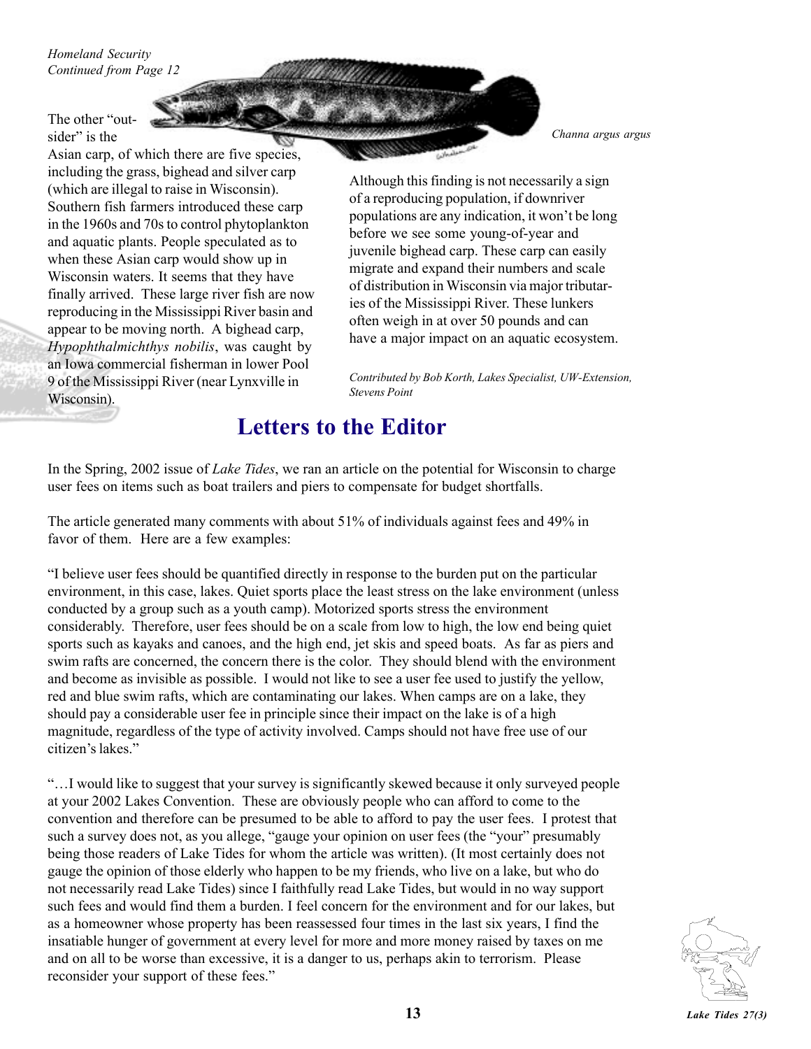*Homeland Security*
*Continued from Page 12*

The other "outsider" is the Asian carp, of which there are five species, including the grass, bighead and silver carp (which are illegal to raise in Wisconsin). Southern fish farmers introduced these carp in the 1960s and 70s to control phytoplankton and aquatic plants. People speculated as to when these Asian carp would show up in Wisconsin waters. It seems that they have finally arrived. These large river fish are now reproducing in the Mississippi River basin and appear to be moving north. A bighead carp, *Hypophthalmichthys nobilis*, was caught by an Iowa commercial fisherman in lower Pool 9 of the Mississippi River (near Lynxville in Wisconsin).

*Channa argus argus*

Although this finding is not necessarily a sign of a reproducing population, if downriver populations are any indication, it won't be long before we see some young-of-year and juvenile bighead carp. These carp can easily migrate and expand their numbers and scale of distribution in Wisconsin via major tributaries of the Mississippi River. These lunkers often weigh in at over 50 pounds and can have a major impact on an aquatic ecosystem.

*Contributed by Bob Korth, Lakes Specialist, UW-Extension, Stevens Point*

# Letters to the Editor

In the Spring, 2002 issue of *Lake Tides*, we ran an article on the potential for Wisconsin to charge user fees on items such as boat trailers and piers to compensate for budget shortfalls.

The article generated many comments with about 51% of individuals against fees and 49% in favor of them. Here are a few examples:

"I believe user fees should be quantified directly in response to the burden put on the particular environment, in this case, lakes. Quiet sports place the least stress on the lake environment (unless conducted by a group such as a youth camp). Motorized sports stress the environment considerably. Therefore, user fees should be on a scale from low to high, the low end being quiet sports such as kayaks and canoes, and the high end, jet skis and speed boats. As far as piers and swim rafts are concerned, the concern there is the color. They should blend with the environment and become as invisible as possible. I would not like to see a user fee used to justify the yellow, red and blue swim rafts, which are contaminating our lakes. When camps are on a lake, they should pay a considerable user fee in principle since their impact on the lake is of a high magnitude, regardless of the type of activity involved. Camps should not have free use of our citizen's lakes."

"…I would like to suggest that your survey is significantly skewed because it only surveyed people at your 2002 Lakes Convention. These are obviously people who can afford to come to the convention and therefore can be presumed to be able to afford to pay the user fees. I protest that such a survey does not, as you allege, "gauge your opinion on user fees (the "your" presumably being those readers of Lake Tides for whom the article was written). (It most certainly does not gauge the opinion of those elderly who happen to be my friends, who live on a lake, but who do not necessarily read Lake Tides) since I faithfully read Lake Tides, but would in no way support such fees and would find them a burden. I feel concern for the environment and for our lakes, but as a homeowner whose property has been reassessed four times in the last six years, I find the insatiable hunger of government at every level for more and more money raised by taxes on me and on all to be worse than excessive, it is a danger to us, perhaps akin to terrorism. Please reconsider your support of these fees."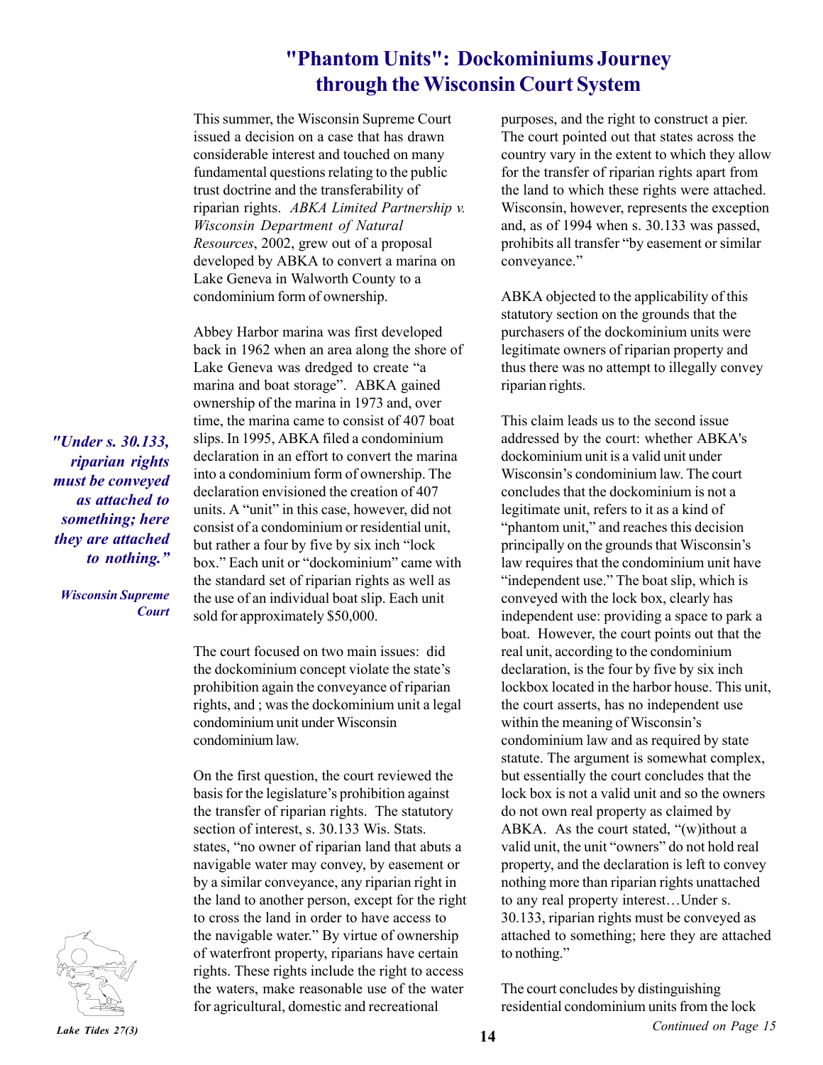# "Phantom Units": Dockominiums Journey through the Wisconsin Court System

This summer, the Wisconsin Supreme Court issued a decision on a case that has drawn considerable interest and touched on many fundamental questions relating to the public trust doctrine and the transferability of riparian rights. *ABKA Limited Partnership v. Wisconsin Department of Natural Resources*, 2002, grew out of a proposal developed by ABKA to convert a marina on Lake Geneva in Walworth County to a condominium form of ownership.

Abbey Harbor marina was first developed back in 1962 when an area along the shore of Lake Geneva was dredged to create "a marina and boat storage". ABKA gained ownership of the marina in 1973 and, over time, the marina came to consist of 407 boat slips. In 1995, ABKA filed a condominium declaration in an effort to convert the marina into a condominium form of ownership. The declaration envisioned the creation of 407 units. A "unit" in this case, however, did not consist of a condominium or residential unit, but rather a four by five by six inch "lock box." Each unit or "dockominium" came with the standard set of riparian rights as well as the use of an individual boat slip. Each unit sold for approximately $50,000.

> ***"Under s. 30.133, riparian rights must be conveyed as attached to something; here they are attached to nothing."***
>
> ***Wisconsin Supreme Court***

The court focused on two main issues: did the dockominium concept violate the state's prohibition again the conveyance of riparian rights, and ; was the dockominium unit a legal condominium unit under Wisconsin condominium law.

On the first question, the court reviewed the basis for the legislature's prohibition against the transfer of riparian rights. The statutory section of interest, s. 30.133 Wis. Stats. states, "no owner of riparian land that abuts a navigable water may convey, by easement or by a similar conveyance, any riparian right in the land to another person, except for the right to cross the land in order to have access to the navigable water." By virtue of ownership of waterfront property, riparians have certain rights. These rights include the right to access the waters, make reasonable use of the water for agricultural, domestic and recreational purposes, and the right to construct a pier. The court pointed out that states across the country vary in the extent to which they allow for the transfer of riparian rights apart from the land to which these rights were attached. Wisconsin, however, represents the exception and, as of 1994 when s. 30.133 was passed, prohibits all transfer "by easement or similar conveyance."

ABKA objected to the applicability of this statutory section on the grounds that the purchasers of the dockominium units were legitimate owners of riparian property and thus there was no attempt to illegally convey riparian rights.

This claim leads us to the second issue addressed by the court: whether ABKA's dockominium unit is a valid unit under Wisconsin's condominium law. The court concludes that the dockominium is not a legitimate unit, refers to it as a kind of "phantom unit," and reaches this decision principally on the grounds that Wisconsin's law requires that the condominium unit have "independent use." The boat slip, which is conveyed with the lock box, clearly has independent use: providing a space to park a boat. However, the court points out that the real unit, according to the condominium declaration, is the four by five by six inch lockbox located in the harbor house. This unit, the court asserts, has no independent use within the meaning of Wisconsin's condominium law and as required by state statute. The argument is somewhat complex, but essentially the court concludes that the lock box is not a valid unit and so the owners do not own real property as claimed by ABKA. As the court stated, "(w)ithout a valid unit, the unit "owners" do not hold real property, and the declaration is left to convey nothing more than riparian rights unattached to any real property interest…Under s. 30.133, riparian rights must be conveyed as attached to something; here they are attached to nothing."

The court concludes by distinguishing residential condominium units from the lock

*Continued on Page 15*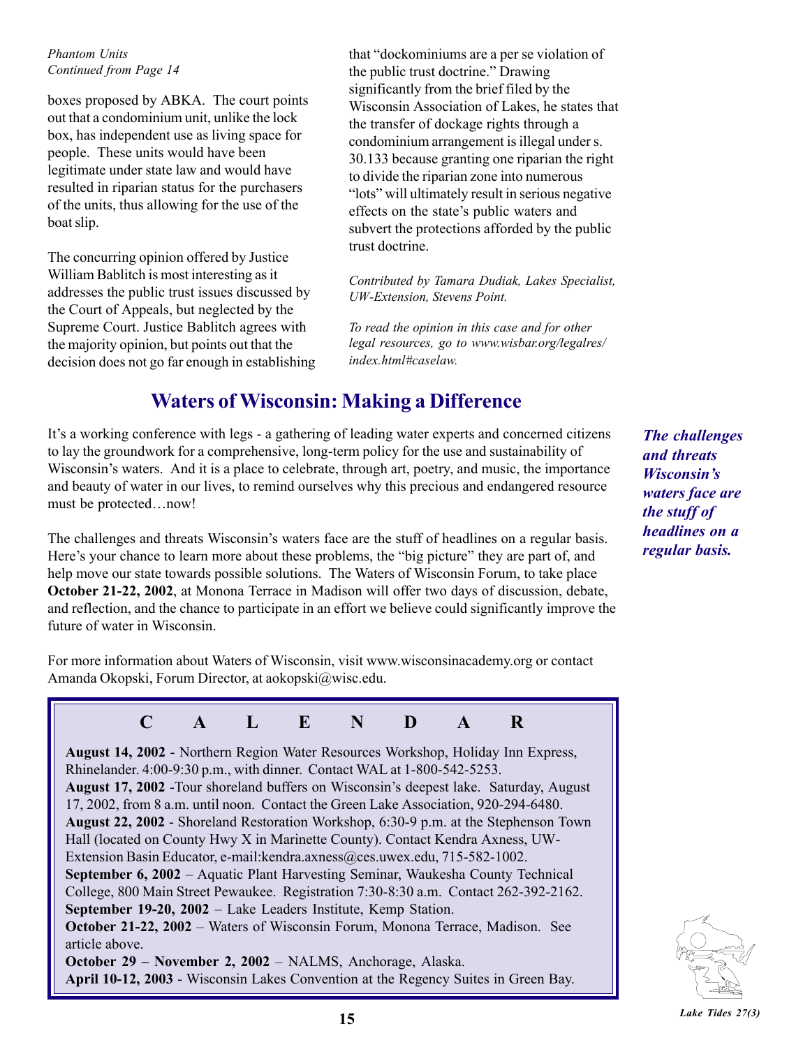*Phantom Units*
*Continued from Page 14*

boxes proposed by ABKA. The court points out that a condominium unit, unlike the lock box, has independent use as living space for people. These units would have been legitimate under state law and would have resulted in riparian status for the purchasers of the units, thus allowing for the use of the boat slip.

The concurring opinion offered by Justice William Bablitch is most interesting as it addresses the public trust issues discussed by the Court of Appeals, but neglected by the Supreme Court. Justice Bablitch agrees with the majority opinion, but points out that the decision does not go far enough in establishing that "dockominiums are a per se violation of the public trust doctrine." Drawing significantly from the brief filed by the Wisconsin Association of Lakes, he states that the transfer of dockage rights through a condominium arrangement is illegal under s. 30.133 because granting one riparian the right to divide the riparian zone into numerous "lots" will ultimately result in serious negative effects on the state's public waters and subvert the protections afforded by the public trust doctrine.

*Contributed by Tamara Dudiak, Lakes Specialist, UW-Extension, Stevens Point.*

*To read the opinion in this case and for other legal resources, go to www.wisbar.org/legalres/index.html#caselaw.*

## Waters of Wisconsin: Making a Difference

It's a working conference with legs - a gathering of leading water experts and concerned citizens to lay the groundwork for a comprehensive, long-term policy for the use and sustainability of Wisconsin's waters. And it is a place to celebrate, through art, poetry, and music, the importance and beauty of water in our lives, to remind ourselves why this precious and endangered resource must be protected…now!

***The challenges and threats Wisconsin's waters face are the stuff of headlines on a regular basis.***

The challenges and threats Wisconsin's waters face are the stuff of headlines on a regular basis. Here's your chance to learn more about these problems, the "big picture" they are part of, and help move our state towards possible solutions. The Waters of Wisconsin Forum, to take place **October 21-22, 2002**, at Monona Terrace in Madison will offer two days of discussion, debate, and reflection, and the chance to participate in an effort we believe could significantly improve the future of water in Wisconsin.

For more information about Waters of Wisconsin, visit www.wisconsinacademy.org or contact Amanda Okopski, Forum Director, at aokopski@wisc.edu.

## CALENDAR

**August 14, 2002** - Northern Region Water Resources Workshop, Holiday Inn Express, Rhinelander. 4:00-9:30 p.m., with dinner. Contact WAL at 1-800-542-5253.
**August 17, 2002** -Tour shoreland buffers on Wisconsin's deepest lake. Saturday, August 17, 2002, from 8 a.m. until noon. Contact the Green Lake Association, 920-294-6480.
**August 22, 2002** - Shoreland Restoration Workshop, 6:30-9 p.m. at the Stephenson Town Hall (located on County Hwy X in Marinette County). Contact Kendra Axness, UW-Extension Basin Educator, e-mail:kendra.axness@ces.uwex.edu, 715-582-1002.
**September 6, 2002** – Aquatic Plant Harvesting Seminar, Waukesha County Technical College, 800 Main Street Pewaukee. Registration 7:30-8:30 a.m. Contact 262-392-2162.
**September 19-20, 2002** – Lake Leaders Institute, Kemp Station.
**October 21-22, 2002** – Waters of Wisconsin Forum, Monona Terrace, Madison. See article above.
**October 29 – November 2, 2002** – NALMS, Anchorage, Alaska.
**April 10-12, 2003** - Wisconsin Lakes Convention at the Regency Suites in Green Bay.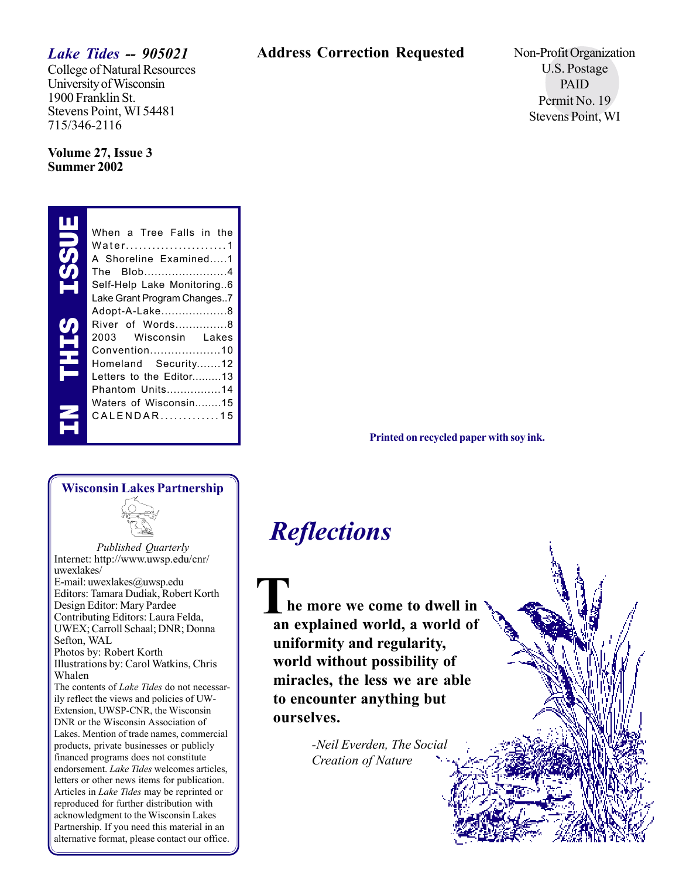***Lake Tides -- 905021***
College of Natural Resources
University of Wisconsin
1900 Franklin St.
Stevens Point, WI 54481
715/346-2116

**Address Correction Requested**

Non-Profit Organization
U.S. Postage
PAID
Permit No. 19
Stevens Point, WI

**Volume 27, Issue 3**
**Summer 2002**

## IN THIS ISSUE

- When a Tree Falls in the Water........................1
- A Shoreline Examined.....1
- The Blob........................4
- Self-Help Lake Monitoring..6
- Lake Grant Program Changes..7
- Adopt-A-Lake...................8
- River of Words...............8
- 2003 Wisconsin Lakes Convention....................10
- Homeland Security.......12
- Letters to the Editor.........13
- Phantom Units................14
- Waters of Wisconsin........15
- CALENDAR.............15

**Printed on recycled paper with soy ink.**

### Wisconsin Lakes Partnership

*Published Quarterly*
Internet: http://www.uwsp.edu/cnr/uwexlakes/
E-mail: uwexlakes@uwsp.edu
Editors: Tamara Dudiak, Robert Korth
Design Editor: Mary Pardee
Contributing Editors: Laura Felda, UWEX; Carroll Schaal; DNR; Donna Sefton, WAL
Photos by: Robert Korth
Illustrations by: Carol Watkins, Chris Whalen
The contents of *Lake Tides* do not necessarily reflect the views and policies of UW-Extension, UWSP-CNR, the Wisconsin DNR or the Wisconsin Association of Lakes. Mention of trade names, commercial products, private businesses or publicly financed programs does not constitute endorsement. *Lake Tides* welcomes articles, letters or other news items for publication. Articles in *Lake Tides* may be reprinted or reproduced for further distribution with acknowledgment to the Wisconsin Lakes Partnership. If you need this material in an alternative format, please contact our office.

# *Reflections*

**The more we come to dwell in an explained world, a world of uniformity and regularity, world without possibility of miracles, the less we are able to encounter anything but ourselves.**

*-Neil Everden, The Social Creation of Nature*